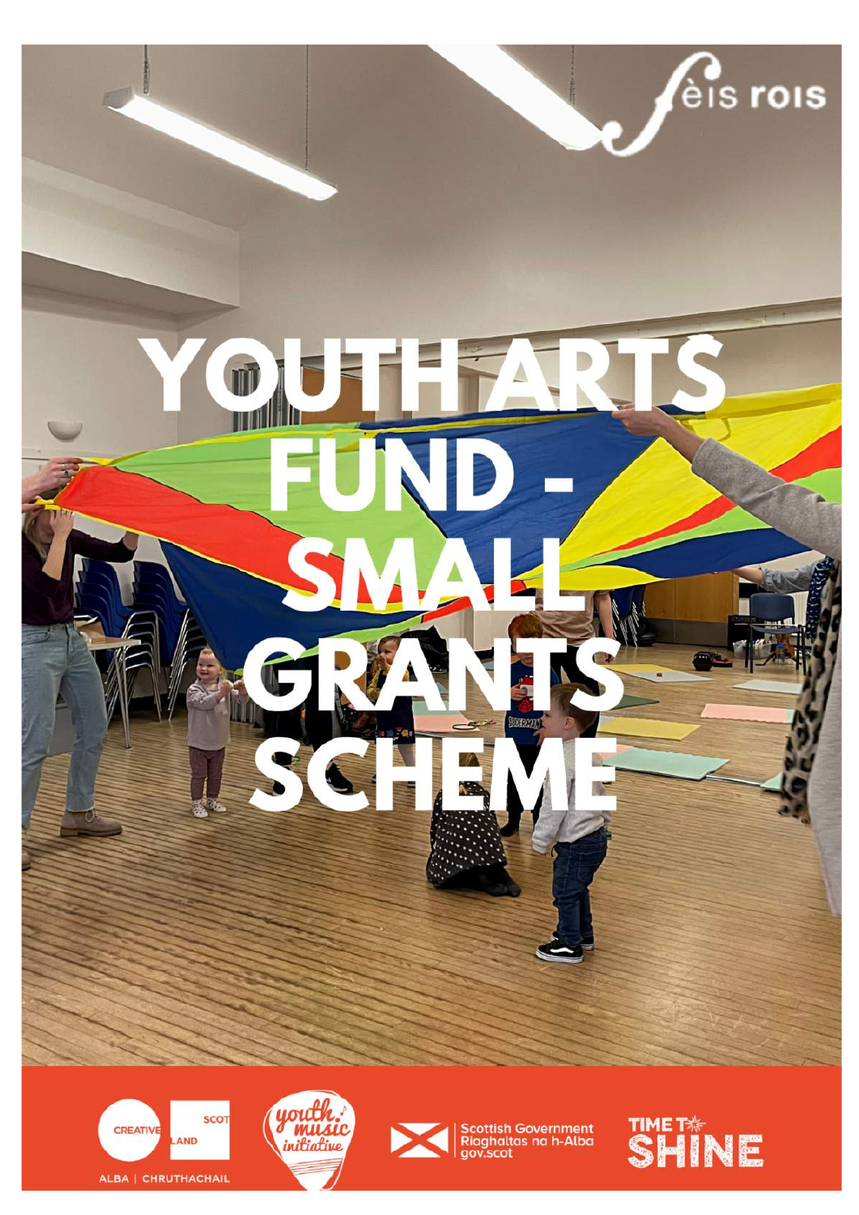fèis rois

# YOUTH ARTS FUND - SMALL GRANTS SCHEME

CREATIVE SCOTLAND
ALBA | CHRUTHACHAIL

youth music initiative

Scottish Government
Riaghaltas na h-Alba
gov.scot

TIME TO SHINE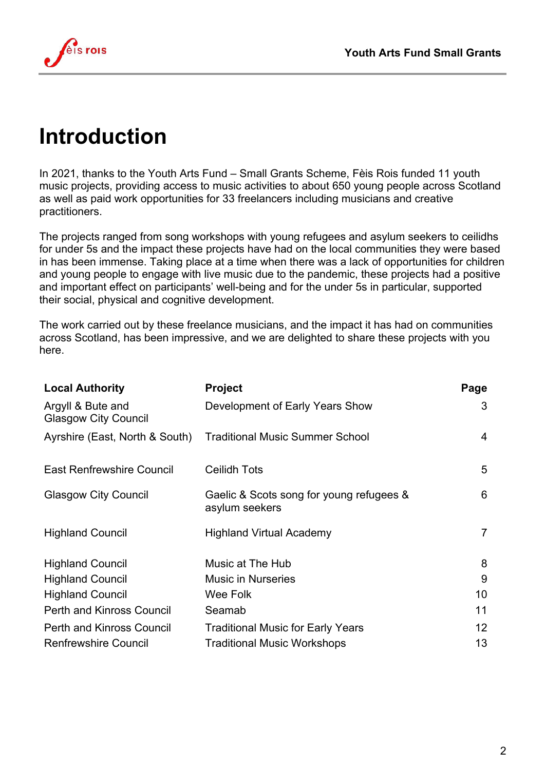# Introduction

In 2021, thanks to the Youth Arts Fund – Small Grants Scheme, Fèis Rois funded 11 youth music projects, providing access to music activities to about 650 young people across Scotland as well as paid work opportunities for 33 freelancers including musicians and creative practitioners.

The projects ranged from song workshops with young refugees and asylum seekers to ceilidhs for under 5s and the impact these projects have had on the local communities they were based in has been immense. Taking place at a time when there was a lack of opportunities for children and young people to engage with live music due to the pandemic, these projects had a positive and important effect on participants' well-being and for the under 5s in particular, supported their social, physical and cognitive development.

The work carried out by these freelance musicians, and the impact it has had on communities across Scotland, has been impressive, and we are delighted to share these projects with you here.

| Local Authority | Project | Page |
|---|---|---|
| Argyll & Bute and Glasgow City Council | Development of Early Years Show | 3 |
| Ayrshire (East, North & South) | Traditional Music Summer School | 4 |
| East Renfrewshire Council | Ceilidh Tots | 5 |
| Glasgow City Council | Gaelic & Scots song for young refugees & asylum seekers | 6 |
| Highland Council | Highland Virtual Academy | 7 |
| Highland Council | Music at The Hub | 8 |
| Highland Council | Music in Nurseries | 9 |
| Highland Council | Wee Folk | 10 |
| Perth and Kinross Council | Seamab | 11 |
| Perth and Kinross Council | Traditional Music for Early Years | 12 |
| Renfrewshire Council | Traditional Music Workshops | 13 |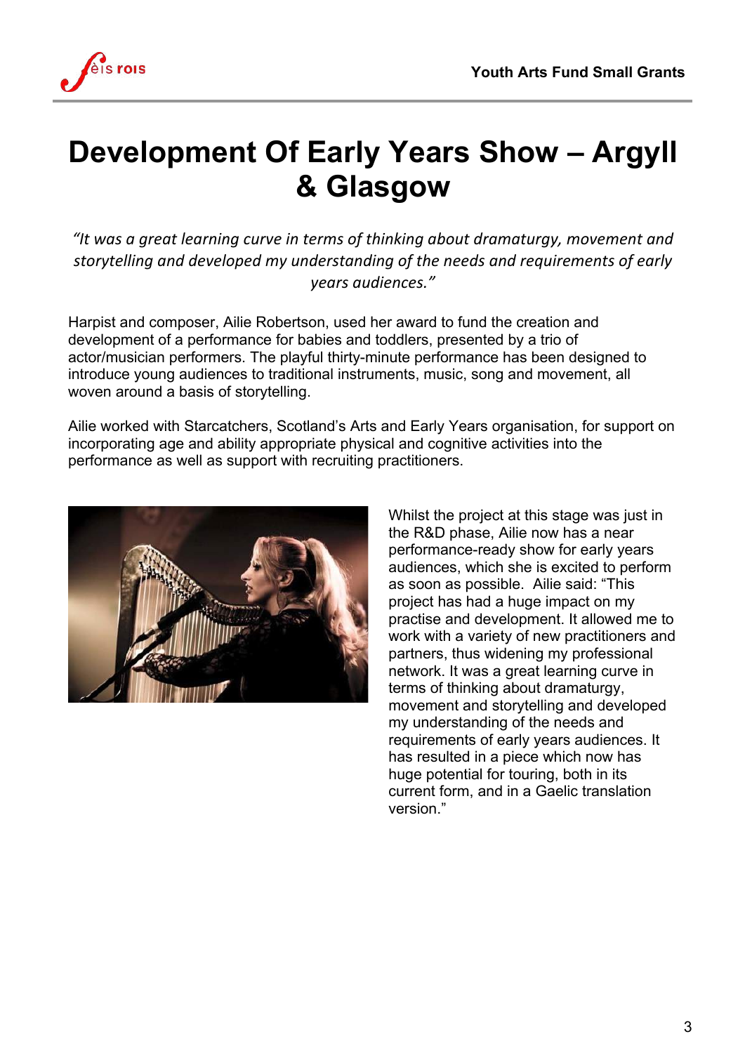# Development Of Early Years Show – Argyll & Glasgow

*"It was a great learning curve in terms of thinking about dramaturgy, movement and storytelling and developed my understanding of the needs and requirements of early years audiences."*

Harpist and composer, Ailie Robertson, used her award to fund the creation and development of a performance for babies and toddlers, presented by a trio of actor/musician performers. The playful thirty-minute performance has been designed to introduce young audiences to traditional instruments, music, song and movement, all woven around a basis of storytelling.

Ailie worked with Starcatchers, Scotland's Arts and Early Years organisation, for support on incorporating age and ability appropriate physical and cognitive activities into the performance as well as support with recruiting practitioners.

Whilst the project at this stage was just in the R&D phase, Ailie now has a near performance-ready show for early years audiences, which she is excited to perform as soon as possible. Ailie said: "This project has had a huge impact on my practise and development. It allowed me to work with a variety of new practitioners and partners, thus widening my professional network. It was a great learning curve in terms of thinking about dramaturgy, movement and storytelling and developed my understanding of the needs and requirements of early years audiences. It has resulted in a piece which now has huge potential for touring, both in its current form, and in a Gaelic translation version."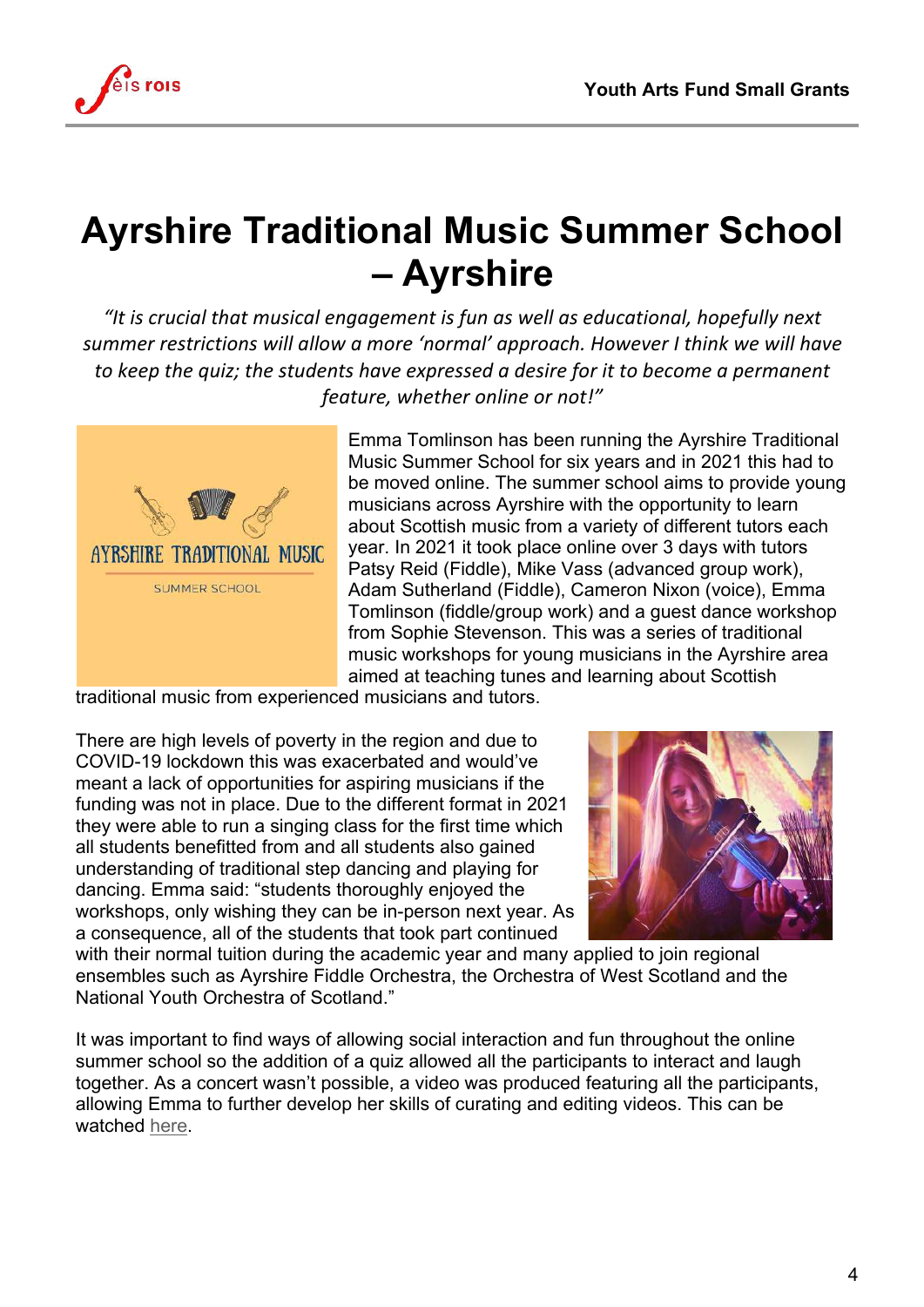# Ayrshire Traditional Music Summer School – Ayrshire

*"It is crucial that musical engagement is fun as well as educational, hopefully next summer restrictions will allow a more 'normal' approach. However I think we will have to keep the quiz; the students have expressed a desire for it to become a permanent feature, whether online or not!"*

Emma Tomlinson has been running the Ayrshire Traditional Music Summer School for six years and in 2021 this had to be moved online. The summer school aims to provide young musicians across Ayrshire with the opportunity to learn about Scottish music from a variety of different tutors each year. In 2021 it took place online over 3 days with tutors Patsy Reid (Fiddle), Mike Vass (advanced group work), Adam Sutherland (Fiddle), Cameron Nixon (voice), Emma Tomlinson (fiddle/group work) and a guest dance workshop from Sophie Stevenson. This was a series of traditional music workshops for young musicians in the Ayrshire area aimed at teaching tunes and learning about Scottish traditional music from experienced musicians and tutors.

There are high levels of poverty in the region and due to COVID-19 lockdown this was exacerbated and would've meant a lack of opportunities for aspiring musicians if the funding was not in place. Due to the different format in 2021 they were able to run a singing class for the first time which all students benefitted from and all students also gained understanding of traditional step dancing and playing for dancing. Emma said: "students thoroughly enjoyed the workshops, only wishing they can be in-person next year. As a consequence, all of the students that took part continued with their normal tuition during the academic year and many applied to join regional ensembles such as Ayrshire Fiddle Orchestra, the Orchestra of West Scotland and the National Youth Orchestra of Scotland."

It was important to find ways of allowing social interaction and fun throughout the online summer school so the addition of a quiz allowed all the participants to interact and laugh together. As a concert wasn't possible, a video was produced featuring all the participants, allowing Emma to further develop her skills of curating and editing videos. This can be watched here.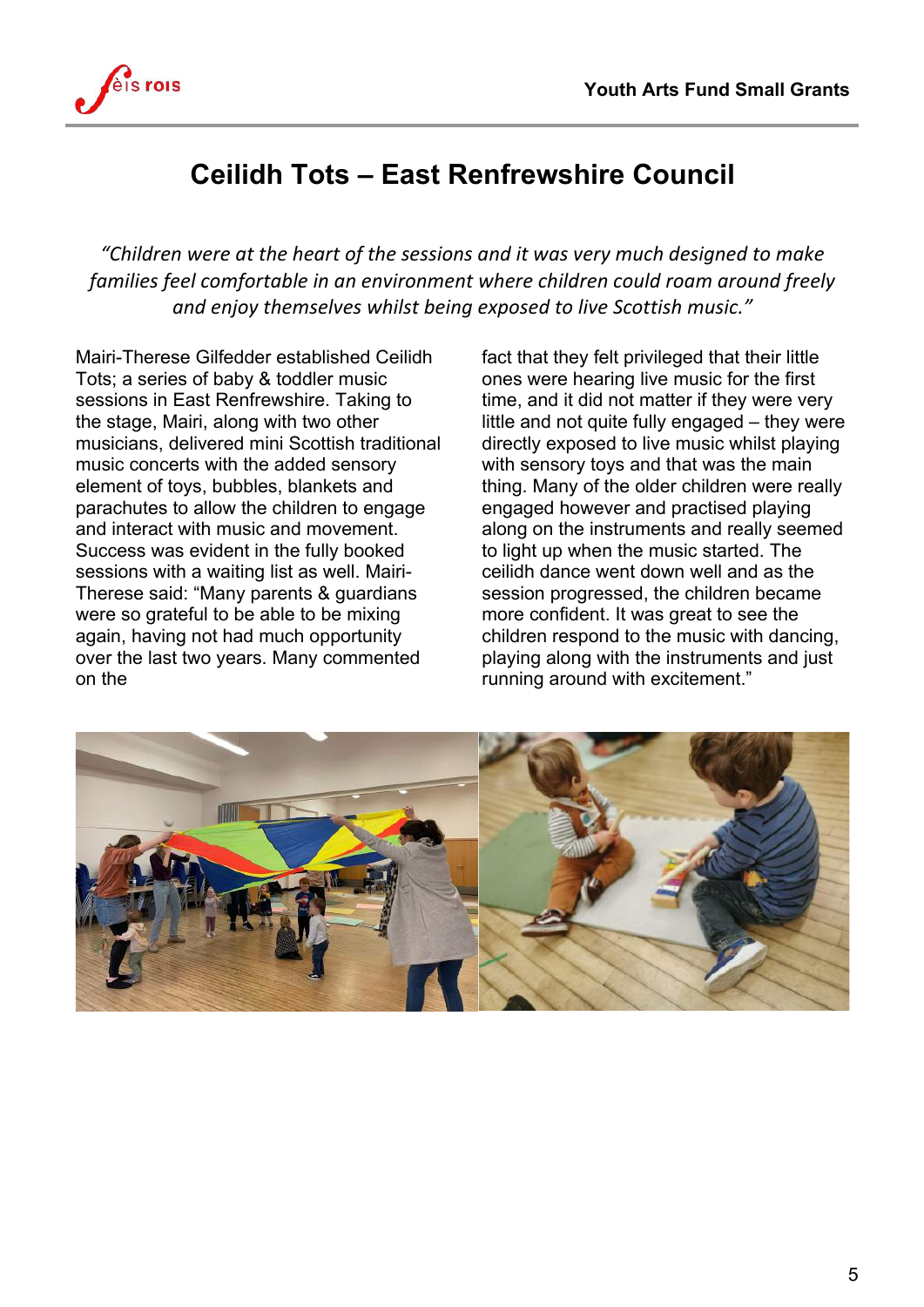# Ceilidh Tots – East Renfrewshire Council

*“Children were at the heart of the sessions and it was very much designed to make families feel comfortable in an environment where children could roam around freely and enjoy themselves whilst being exposed to live Scottish music.”*

Mairi-Therese Gilfedder established Ceilidh Tots; a series of baby & toddler music sessions in East Renfrewshire. Taking to the stage, Mairi, along with two other musicians, delivered mini Scottish traditional music concerts with the added sensory element of toys, bubbles, blankets and parachutes to allow the children to engage and interact with music and movement. Success was evident in the fully booked sessions with a waiting list as well. Mairi-Therese said: “Many parents & guardians were so grateful to be able to be mixing again, having not had much opportunity over the last two years. Many commented on the fact that they felt privileged that their little ones were hearing live music for the first time, and it did not matter if they were very little and not quite fully engaged – they were directly exposed to live music whilst playing with sensory toys and that was the main thing. Many of the older children were really engaged however and practised playing along on the instruments and really seemed to light up when the music started. The ceilidh dance went down well and as the session progressed, the children became more confident. It was great to see the children respond to the music with dancing, playing along with the instruments and just running around with excitement.”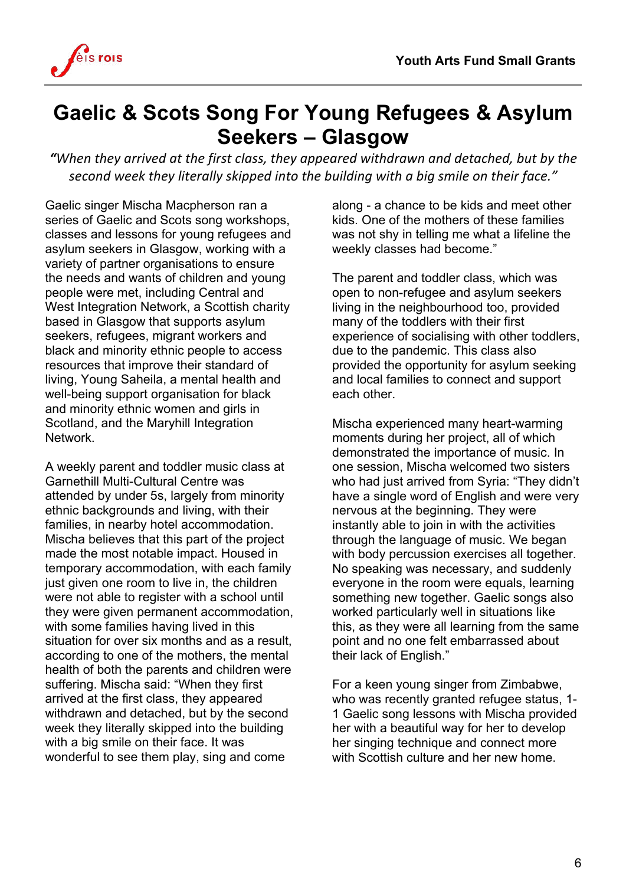# Gaelic & Scots Song For Young Refugees & Asylum Seekers – Glasgow

*"When they arrived at the first class, they appeared withdrawn and detached, but by the second week they literally skipped into the building with a big smile on their face."*

Gaelic singer Mischa Macpherson ran a series of Gaelic and Scots song workshops, classes and lessons for young refugees and asylum seekers in Glasgow, working with a variety of partner organisations to ensure the needs and wants of children and young people were met, including Central and West Integration Network, a Scottish charity based in Glasgow that supports asylum seekers, refugees, migrant workers and black and minority ethnic people to access resources that improve their standard of living, Young Saheila, a mental health and well-being support organisation for black and minority ethnic women and girls in Scotland, and the Maryhill Integration Network.

A weekly parent and toddler music class at Garnethill Multi-Cultural Centre was attended by under 5s, largely from minority ethnic backgrounds and living, with their families, in nearby hotel accommodation. Mischa believes that this part of the project made the most notable impact. Housed in temporary accommodation, with each family just given one room to live in, the children were not able to register with a school until they were given permanent accommodation, with some families having lived in this situation for over six months and as a result, according to one of the mothers, the mental health of both the parents and children were suffering. Mischa said: "When they first arrived at the first class, they appeared withdrawn and detached, but by the second week they literally skipped into the building with a big smile on their face. It was wonderful to see them play, sing and come along - a chance to be kids and meet other kids. One of the mothers of these families was not shy in telling me what a lifeline the weekly classes had become."

The parent and toddler class, which was open to non-refugee and asylum seekers living in the neighbourhood too, provided many of the toddlers with their first experience of socialising with other toddlers, due to the pandemic. This class also provided the opportunity for asylum seeking and local families to connect and support each other.

Mischa experienced many heart-warming moments during her project, all of which demonstrated the importance of music. In one session, Mischa welcomed two sisters who had just arrived from Syria: "They didn't have a single word of English and were very nervous at the beginning. They were instantly able to join in with the activities through the language of music. We began with body percussion exercises all together. No speaking was necessary, and suddenly everyone in the room were equals, learning something new together. Gaelic songs also worked particularly well in situations like this, as they were all learning from the same point and no one felt embarrassed about their lack of English."

For a keen young singer from Zimbabwe, who was recently granted refugee status, 1-1 Gaelic song lessons with Mischa provided her with a beautiful way for her to develop her singing technique and connect more with Scottish culture and her new home.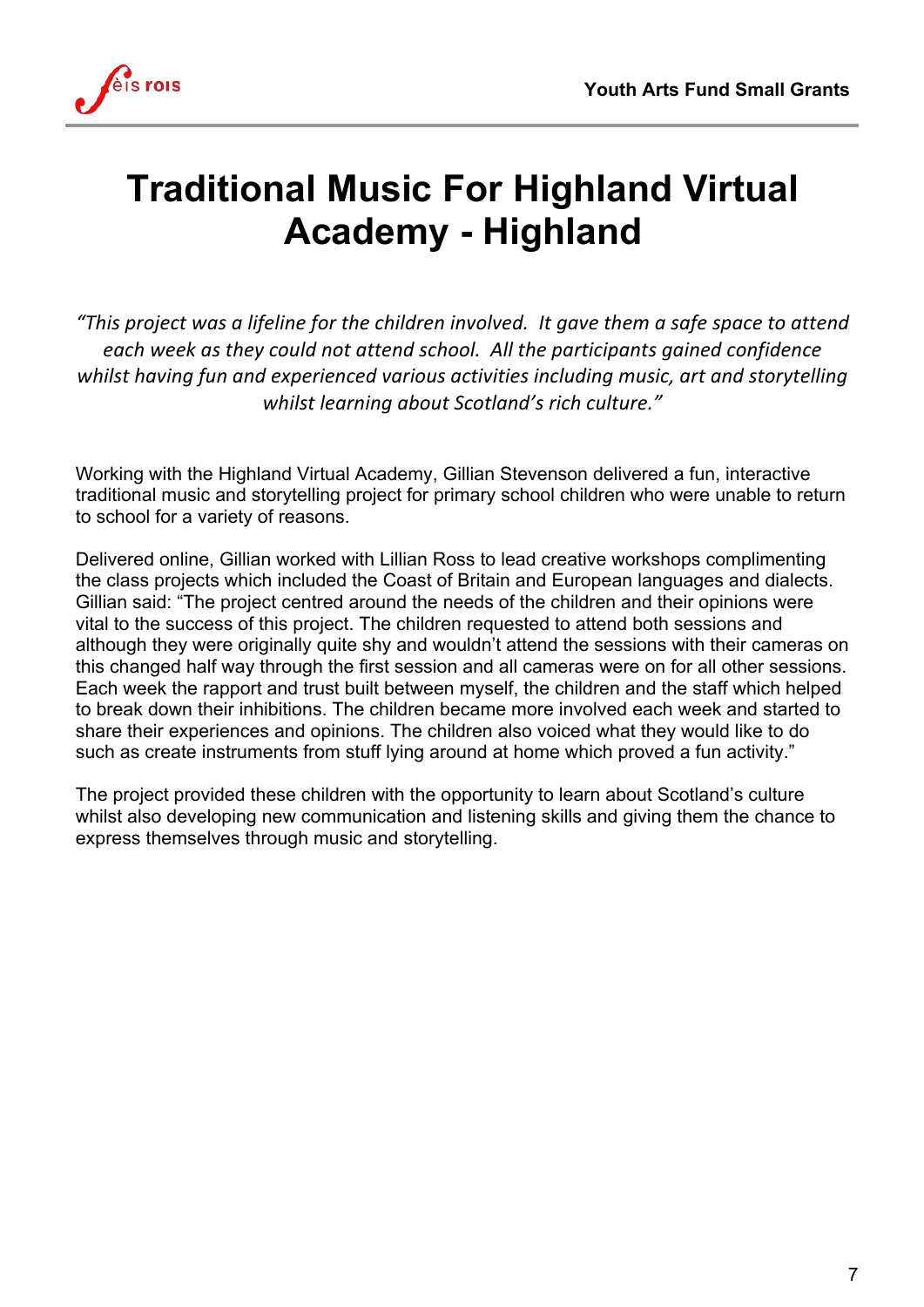# Traditional Music For Highland Virtual Academy - Highland

*"This project was a lifeline for the children involved. It gave them a safe space to attend each week as they could not attend school. All the participants gained confidence whilst having fun and experienced various activities including music, art and storytelling whilst learning about Scotland's rich culture."*

Working with the Highland Virtual Academy, Gillian Stevenson delivered a fun, interactive traditional music and storytelling project for primary school children who were unable to return to school for a variety of reasons.

Delivered online, Gillian worked with Lillian Ross to lead creative workshops complimenting the class projects which included the Coast of Britain and European languages and dialects. Gillian said: "The project centred around the needs of the children and their opinions were vital to the success of this project. The children requested to attend both sessions and although they were originally quite shy and wouldn't attend the sessions with their cameras on this changed half way through the first session and all cameras were on for all other sessions. Each week the rapport and trust built between myself, the children and the staff which helped to break down their inhibitions. The children became more involved each week and started to share their experiences and opinions. The children also voiced what they would like to do such as create instruments from stuff lying around at home which proved a fun activity."

The project provided these children with the opportunity to learn about Scotland's culture whilst also developing new communication and listening skills and giving them the chance to express themselves through music and storytelling.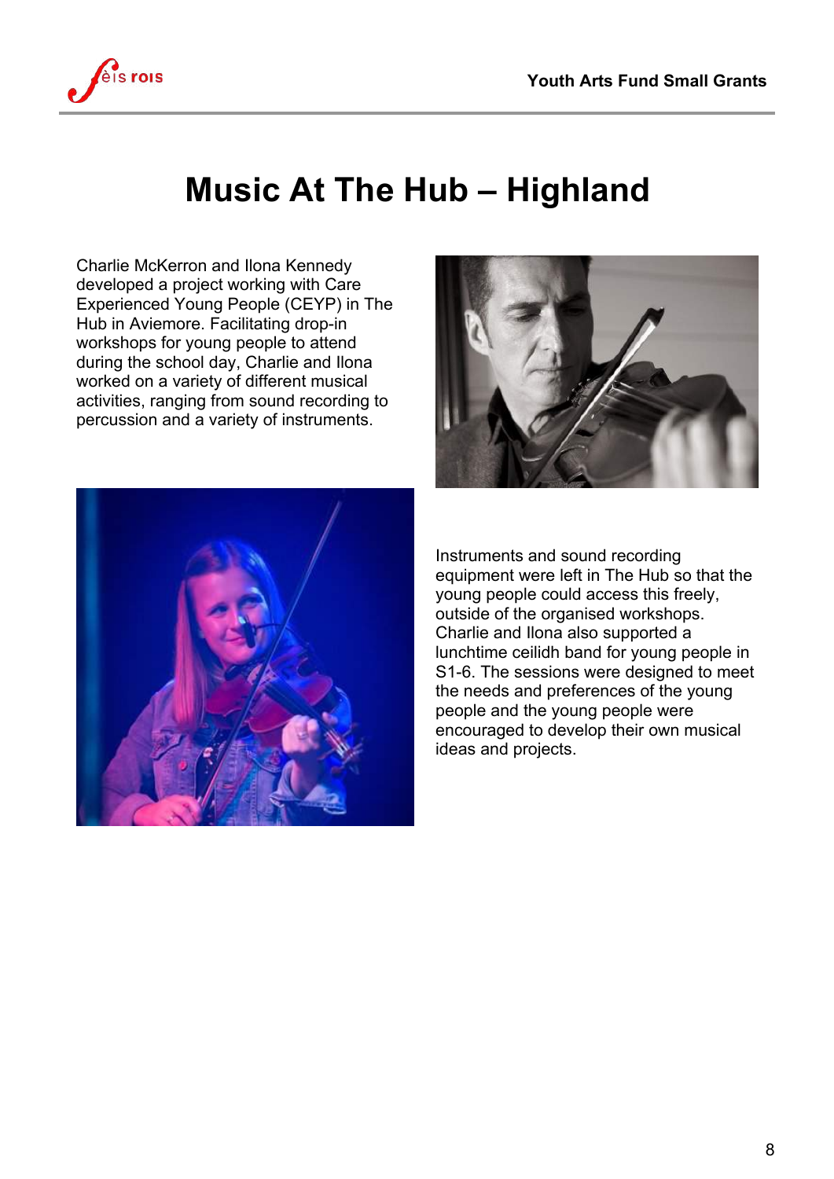# Music At The Hub – Highland

Charlie McKerron and Ilona Kennedy developed a project working with Care Experienced Young People (CEYP) in The Hub in Aviemore. Facilitating drop-in workshops for young people to attend during the school day, Charlie and Ilona worked on a variety of different musical activities, ranging from sound recording to percussion and a variety of instruments.

Instruments and sound recording equipment were left in The Hub so that the young people could access this freely, outside of the organised workshops. Charlie and Ilona also supported a lunchtime ceilidh band for young people in S1-6. The sessions were designed to meet the needs and preferences of the young people and the young people were encouraged to develop their own musical ideas and projects.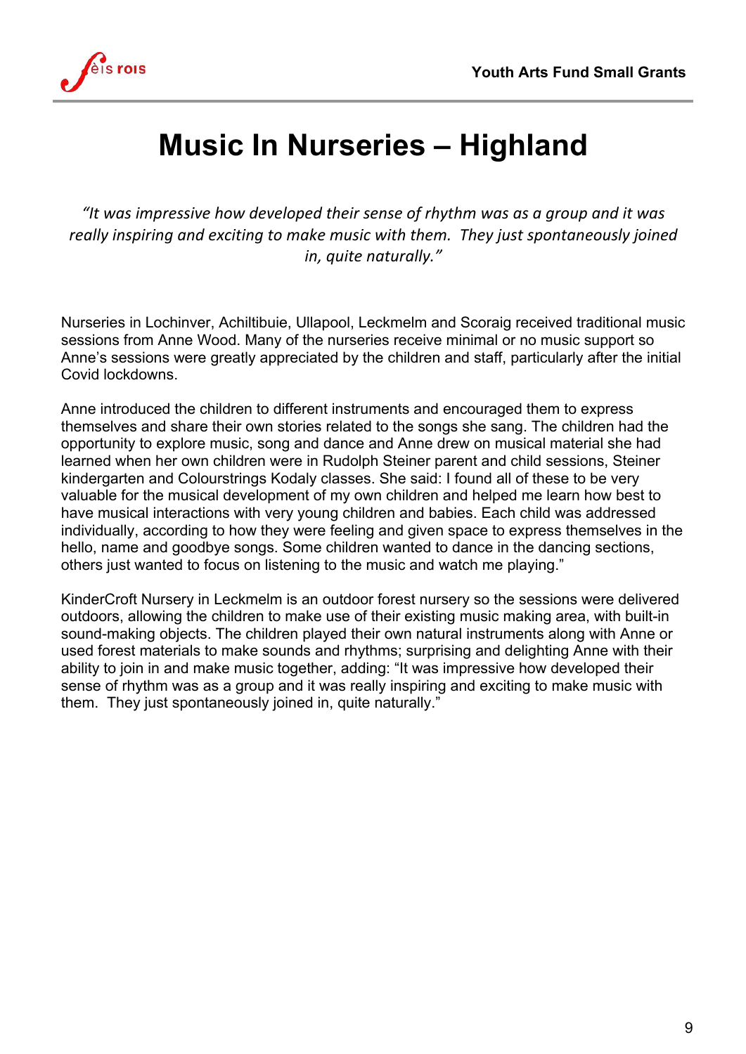# Music In Nurseries – Highland

*"It was impressive how developed their sense of rhythm was as a group and it was really inspiring and exciting to make music with them. They just spontaneously joined in, quite naturally."*

Nurseries in Lochinver, Achiltibuie, Ullapool, Leckmelm and Scoraig received traditional music sessions from Anne Wood. Many of the nurseries receive minimal or no music support so Anne's sessions were greatly appreciated by the children and staff, particularly after the initial Covid lockdowns.

Anne introduced the children to different instruments and encouraged them to express themselves and share their own stories related to the songs she sang. The children had the opportunity to explore music, song and dance and Anne drew on musical material she had learned when her own children were in Rudolph Steiner parent and child sessions, Steiner kindergarten and Colourstrings Kodaly classes. She said: I found all of these to be very valuable for the musical development of my own children and helped me learn how best to have musical interactions with very young children and babies. Each child was addressed individually, according to how they were feeling and given space to express themselves in the hello, name and goodbye songs. Some children wanted to dance in the dancing sections, others just wanted to focus on listening to the music and watch me playing."

KinderCroft Nursery in Leckmelm is an outdoor forest nursery so the sessions were delivered outdoors, allowing the children to make use of their existing music making area, with built-in sound-making objects. The children played their own natural instruments along with Anne or used forest materials to make sounds and rhythms; surprising and delighting Anne with their ability to join in and make music together, adding: "It was impressive how developed their sense of rhythm was as a group and it was really inspiring and exciting to make music with them. They just spontaneously joined in, quite naturally."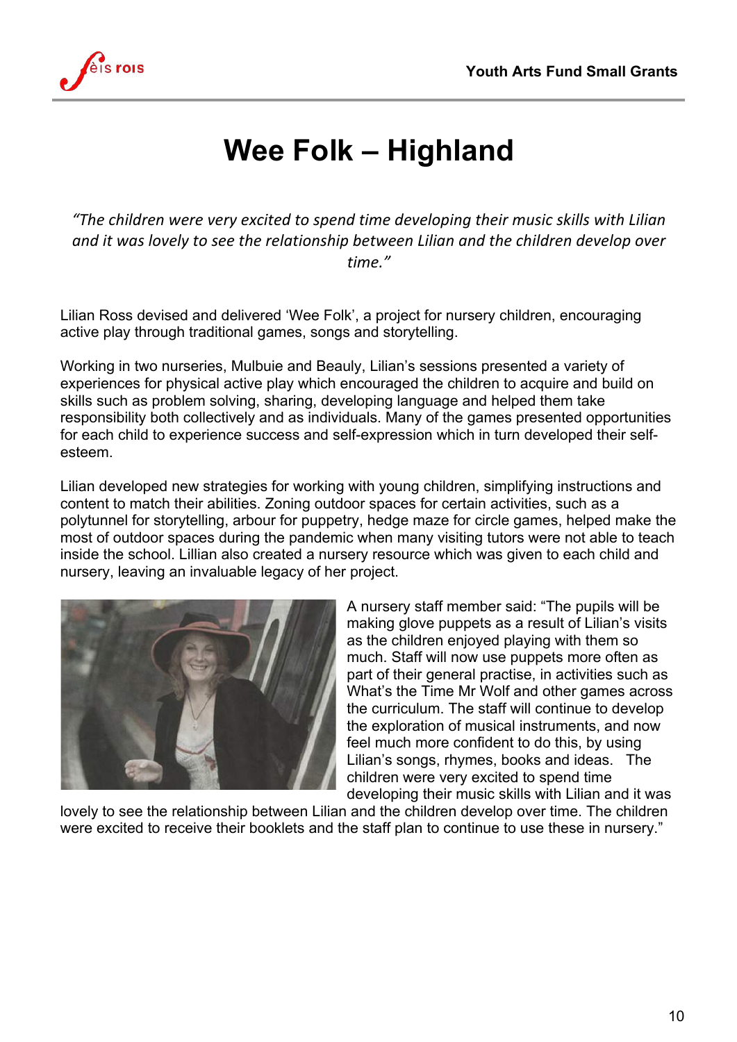# Wee Folk – Highland

*"The children were very excited to spend time developing their music skills with Lilian and it was lovely to see the relationship between Lilian and the children develop over time."*

Lilian Ross devised and delivered 'Wee Folk', a project for nursery children, encouraging active play through traditional games, songs and storytelling.

Working in two nurseries, Mulbuie and Beauly, Lilian's sessions presented a variety of experiences for physical active play which encouraged the children to acquire and build on skills such as problem solving, sharing, developing language and helped them take responsibility both collectively and as individuals. Many of the games presented opportunities for each child to experience success and self-expression which in turn developed their self-esteem.

Lilian developed new strategies for working with young children, simplifying instructions and content to match their abilities. Zoning outdoor spaces for certain activities, such as a polytunnel for storytelling, arbour for puppetry, hedge maze for circle games, helped make the most of outdoor spaces during the pandemic when many visiting tutors were not able to teach inside the school. Lillian also created a nursery resource which was given to each child and nursery, leaving an invaluable legacy of her project.

A nursery staff member said: "The pupils will be making glove puppets as a result of Lilian's visits as the children enjoyed playing with them so much. Staff will now use puppets more often as part of their general practise, in activities such as What's the Time Mr Wolf and other games across the curriculum. The staff will continue to develop the exploration of musical instruments, and now feel much more confident to do this, by using Lilian's songs, rhymes, books and ideas. The children were very excited to spend time developing their music skills with Lilian and it was lovely to see the relationship between Lilian and the children develop over time. The children were excited to receive their booklets and the staff plan to continue to use these in nursery."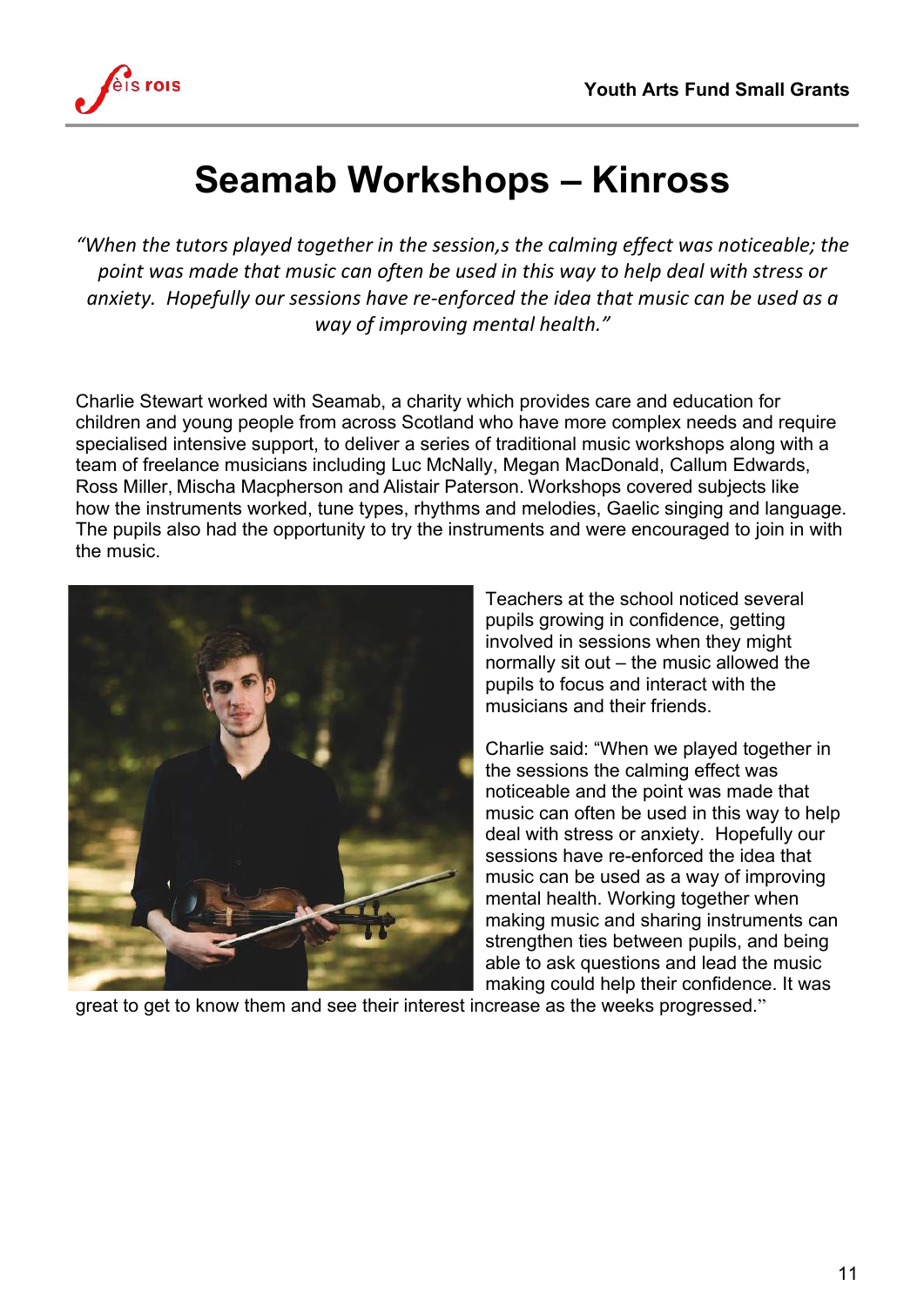# Seamab Workshops – Kinross

*"When the tutors played together in the session,s the calming effect was noticeable; the point was made that music can often be used in this way to help deal with stress or anxiety. Hopefully our sessions have re-enforced the idea that music can be used as a way of improving mental health."*

Charlie Stewart worked with Seamab, a charity which provides care and education for children and young people from across Scotland who have more complex needs and require specialised intensive support, to deliver a series of traditional music workshops along with a team of freelance musicians including Luc McNally, Megan MacDonald, Callum Edwards, Ross Miller, Mischa Macpherson and Alistair Paterson. Workshops covered subjects like how the instruments worked, tune types, rhythms and melodies, Gaelic singing and language. The pupils also had the opportunity to try the instruments and were encouraged to join in with the music.

Teachers at the school noticed several pupils growing in confidence, getting involved in sessions when they might normally sit out – the music allowed the pupils to focus and interact with the musicians and their friends.

Charlie said: "When we played together in the sessions the calming effect was noticeable and the point was made that music can often be used in this way to help deal with stress or anxiety. Hopefully our sessions have re-enforced the idea that music can be used as a way of improving mental health. Working together when making music and sharing instruments can strengthen ties between pupils, and being able to ask questions and lead the music making could help their confidence. It was great to get to know them and see their interest increase as the weeks progressed."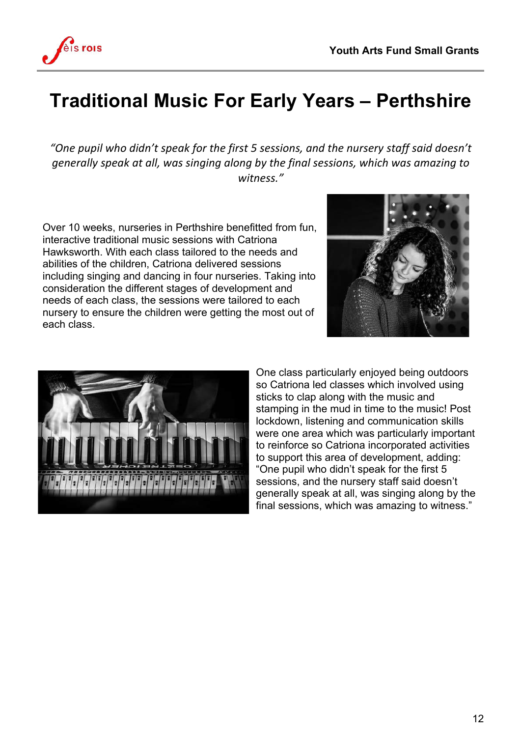# Traditional Music For Early Years – Perthshire

*"One pupil who didn't speak for the first 5 sessions, and the nursery staff said doesn't generally speak at all, was singing along by the final sessions, which was amazing to witness."*

Over 10 weeks, nurseries in Perthshire benefitted from fun, interactive traditional music sessions with Catriona Hawksworth. With each class tailored to the needs and abilities of the children, Catriona delivered sessions including singing and dancing in four nurseries. Taking into consideration the different stages of development and needs of each class, the sessions were tailored to each nursery to ensure the children were getting the most out of each class.

One class particularly enjoyed being outdoors so Catriona led classes which involved using sticks to clap along with the music and stamping in the mud in time to the music! Post lockdown, listening and communication skills were one area which was particularly important to reinforce so Catriona incorporated activities to support this area of development, adding: "One pupil who didn't speak for the first 5 sessions, and the nursery staff said doesn't generally speak at all, was singing along by the final sessions, which was amazing to witness."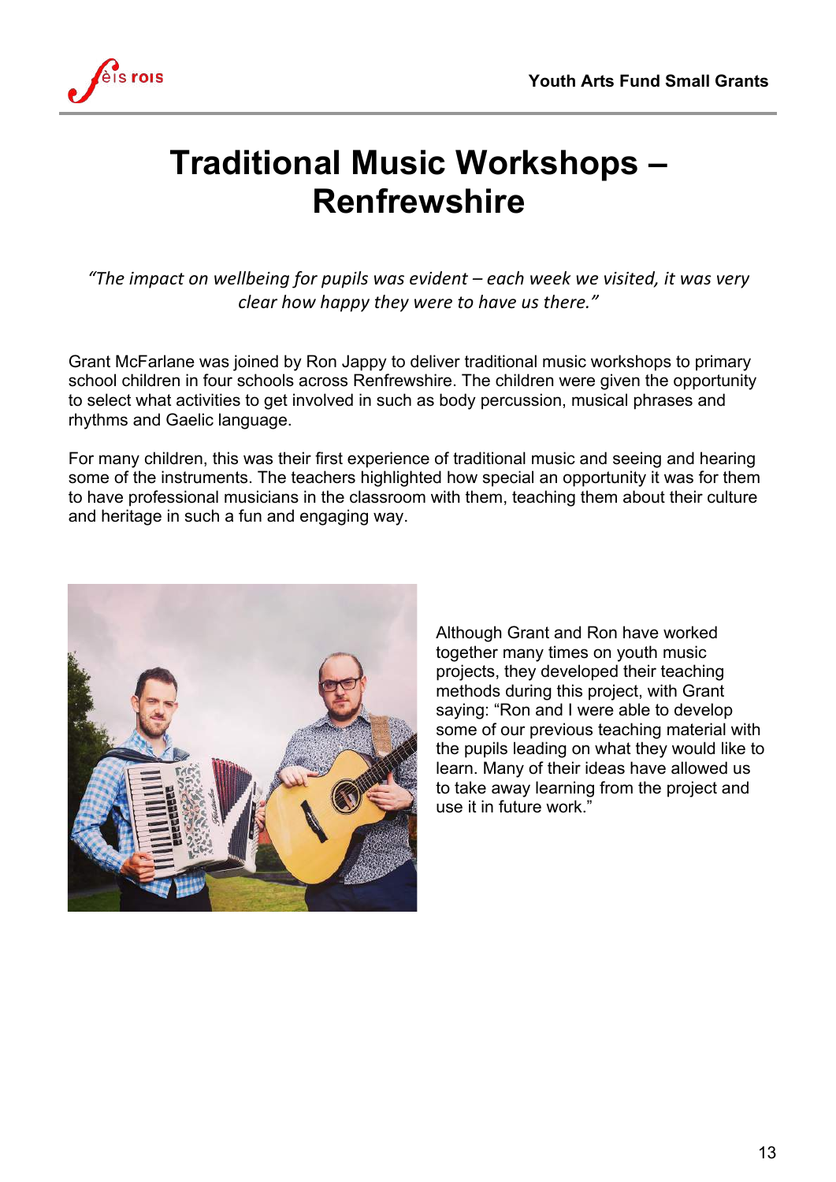# Traditional Music Workshops – Renfrewshire

*"The impact on wellbeing for pupils was evident – each week we visited, it was very clear how happy they were to have us there."*

Grant McFarlane was joined by Ron Jappy to deliver traditional music workshops to primary school children in four schools across Renfrewshire. The children were given the opportunity to select what activities to get involved in such as body percussion, musical phrases and rhythms and Gaelic language.

For many children, this was their first experience of traditional music and seeing and hearing some of the instruments. The teachers highlighted how special an opportunity it was for them to have professional musicians in the classroom with them, teaching them about their culture and heritage in such a fun and engaging way.

Although Grant and Ron have worked together many times on youth music projects, they developed their teaching methods during this project, with Grant saying: "Ron and I were able to develop some of our previous teaching material with the pupils leading on what they would like to learn. Many of their ideas have allowed us to take away learning from the project and use it in future work."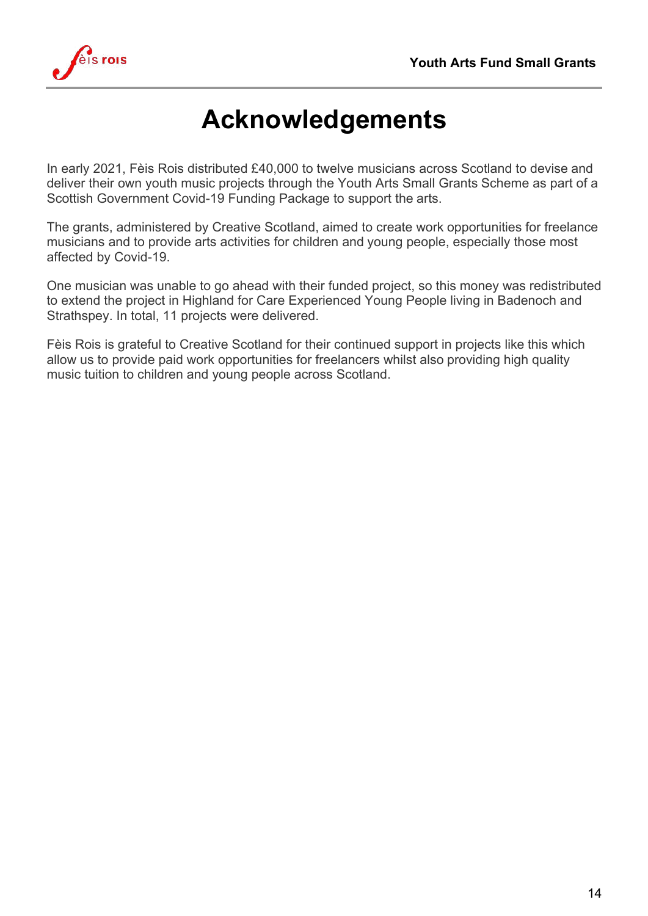# Acknowledgements

In early 2021, Fèis Rois distributed £40,000 to twelve musicians across Scotland to devise and deliver their own youth music projects through the Youth Arts Small Grants Scheme as part of a Scottish Government Covid-19 Funding Package to support the arts.

The grants, administered by Creative Scotland, aimed to create work opportunities for freelance musicians and to provide arts activities for children and young people, especially those most affected by Covid-19.

One musician was unable to go ahead with their funded project, so this money was redistributed to extend the project in Highland for Care Experienced Young People living in Badenoch and Strathspey. In total, 11 projects were delivered.

Fèis Rois is grateful to Creative Scotland for their continued support in projects like this which allow us to provide paid work opportunities for freelancers whilst also providing high quality music tuition to children and young people across Scotland.